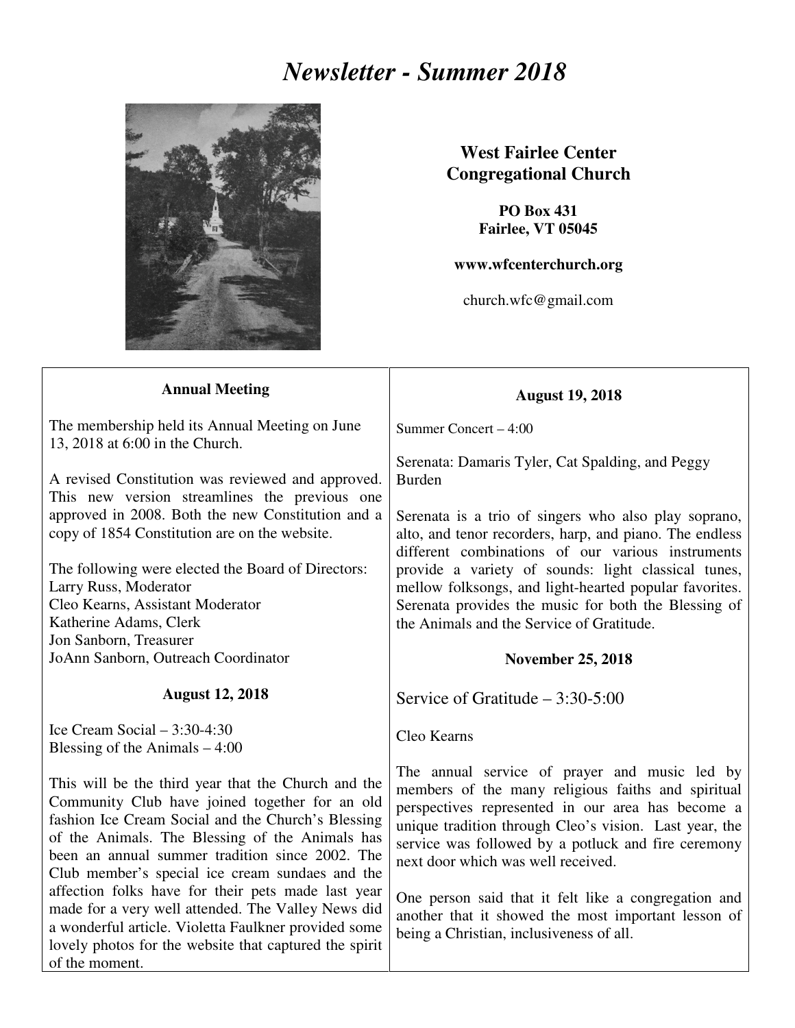# *Newsletter - Summer 2018*

## West Fairlee Center Congregational Church

**PO Box 431**
**Fairlee, VT 05045**

**www.wfcenterchurch.org**

church.wfc@gmail.com

### Annual Meeting

The membership held its Annual Meeting on June 13, 2018 at 6:00 in the Church.

A revised Constitution was reviewed and approved. This new version streamlines the previous one approved in 2008. Both the new Constitution and a copy of 1854 Constitution are on the website.

The following were elected the Board of Directors:
Larry Russ, Moderator
Cleo Kearns, Assistant Moderator
Katherine Adams, Clerk
Jon Sanborn, Treasurer
JoAnn Sanborn, Outreach Coordinator

### August 12, 2018

Ice Cream Social – 3:30-4:30
Blessing of the Animals – 4:00

This will be the third year that the Church and the Community Club have joined together for an old fashion Ice Cream Social and the Church's Blessing of the Animals. The Blessing of the Animals has been an annual summer tradition since 2002. The Club member's special ice cream sundaes and the affection folks have for their pets made last year made for a very well attended. The Valley News did a wonderful article. Violetta Faulkner provided some lovely photos for the website that captured the spirit of the moment.

### August 19, 2018

Summer Concert – 4:00

Serenata: Damaris Tyler, Cat Spalding, and Peggy Burden

Serenata is a trio of singers who also play soprano, alto, and tenor recorders, harp, and piano. The endless different combinations of our various instruments provide a variety of sounds: light classical tunes, mellow folksongs, and light-hearted popular favorites. Serenata provides the music for both the Blessing of the Animals and the Service of Gratitude.

### November 25, 2018

Service of Gratitude – 3:30-5:00

Cleo Kearns

The annual service of prayer and music led by members of the many religious faiths and spiritual perspectives represented in our area has become a unique tradition through Cleo's vision. Last year, the service was followed by a potluck and fire ceremony next door which was well received.

One person said that it felt like a congregation and another that it showed the most important lesson of being a Christian, inclusiveness of all.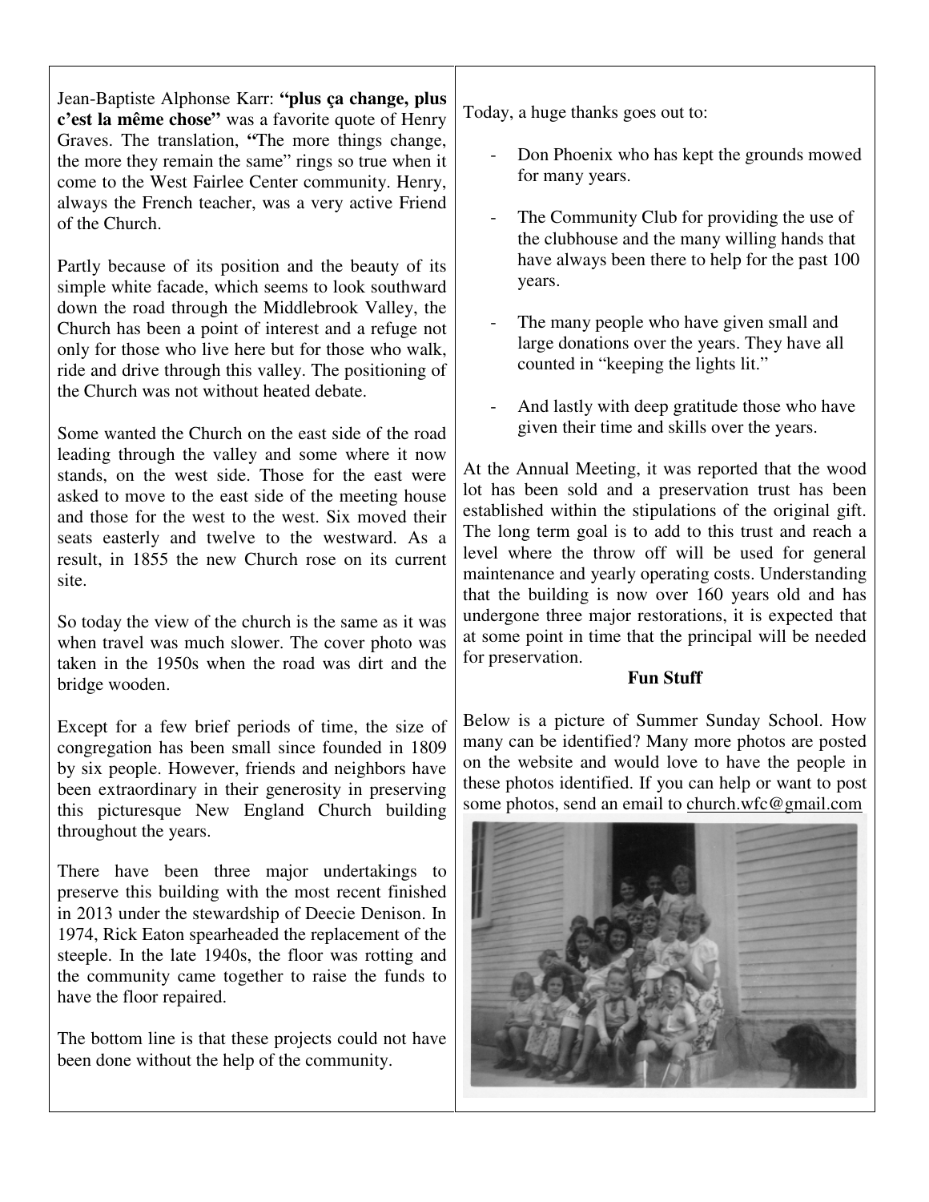Jean-Baptiste Alphonse Karr: **"plus ça change, plus c'est la même chose"** was a favorite quote of Henry Graves. The translation, **"**The more things change, the more they remain the same" rings so true when it come to the West Fairlee Center community. Henry, always the French teacher, was a very active Friend of the Church.

Partly because of its position and the beauty of its simple white facade, which seems to look southward down the road through the Middlebrook Valley, the Church has been a point of interest and a refuge not only for those who live here but for those who walk, ride and drive through this valley. The positioning of the Church was not without heated debate.

Some wanted the Church on the east side of the road leading through the valley and some where it now stands, on the west side. Those for the east were asked to move to the east side of the meeting house and those for the west to the west. Six moved their seats easterly and twelve to the westward. As a result, in 1855 the new Church rose on its current site.

So today the view of the church is the same as it was when travel was much slower. The cover photo was taken in the 1950s when the road was dirt and the bridge wooden.

Except for a few brief periods of time, the size of congregation has been small since founded in 1809 by six people. However, friends and neighbors have been extraordinary in their generosity in preserving this picturesque New England Church building throughout the years.

There have been three major undertakings to preserve this building with the most recent finished in 2013 under the stewardship of Deecie Denison. In 1974, Rick Eaton spearheaded the replacement of the steeple. In the late 1940s, the floor was rotting and the community came together to raise the funds to have the floor repaired.

The bottom line is that these projects could not have been done without the help of the community.

Today, a huge thanks goes out to:

- Don Phoenix who has kept the grounds mowed for many years.
- The Community Club for providing the use of the clubhouse and the many willing hands that have always been there to help for the past 100 years.
- The many people who have given small and large donations over the years. They have all counted in "keeping the lights lit."
- And lastly with deep gratitude those who have given their time and skills over the years.

At the Annual Meeting, it was reported that the wood lot has been sold and a preservation trust has been established within the stipulations of the original gift. The long term goal is to add to this trust and reach a level where the throw off will be used for general maintenance and yearly operating costs. Understanding that the building is now over 160 years old and has undergone three major restorations, it is expected that at some point in time that the principal will be needed for preservation.

**Fun Stuff**

Below is a picture of Summer Sunday School. How many can be identified? Many more photos are posted on the website and would love to have the people in these photos identified. If you can help or want to post some photos, send an email to church.wfc@gmail.com